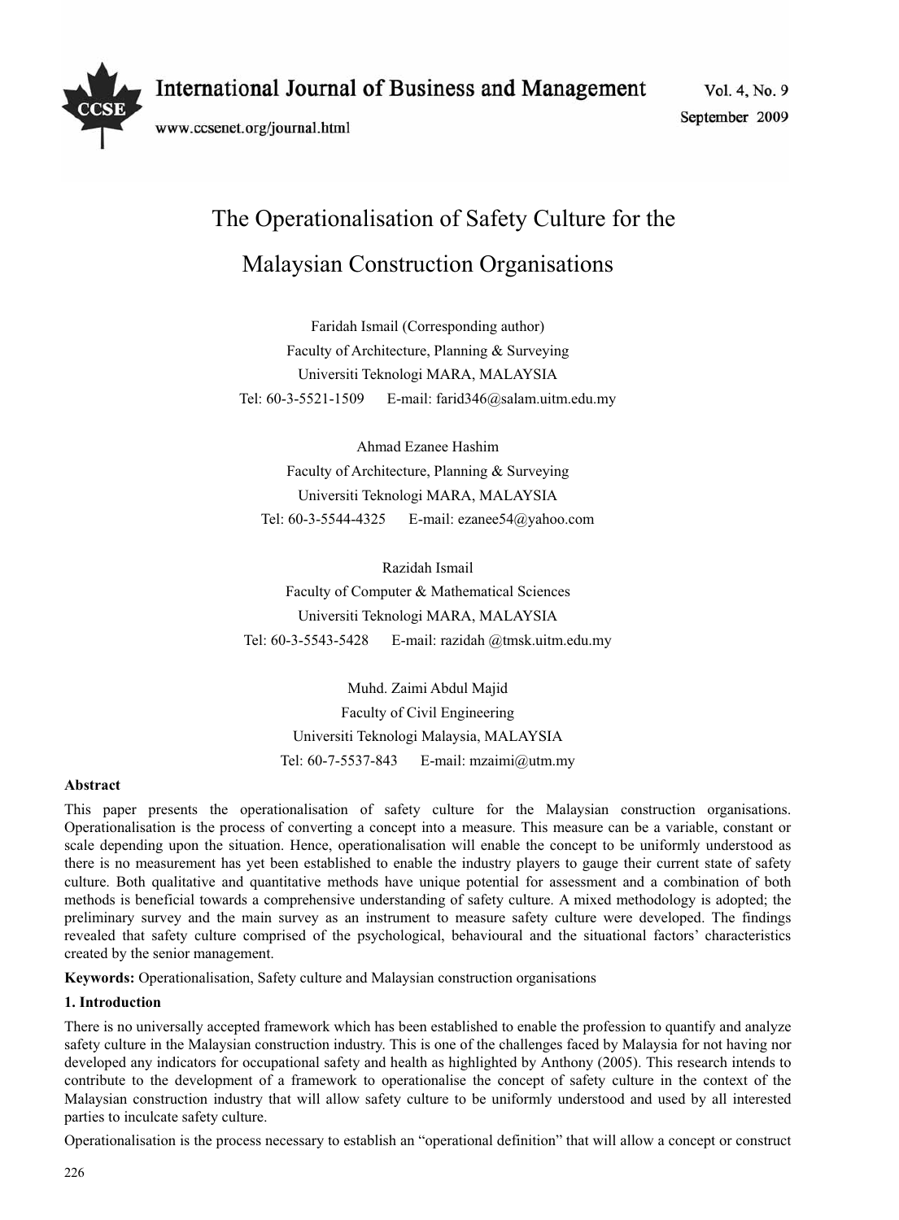# The Operationalisation of Safety Culture for the Malaysian Construction Organisations

Faridah Ismail (Corresponding author)
Faculty of Architecture, Planning & Surveying
Universiti Teknologi MARA, MALAYSIA
Tel: 60-3-5521-1509 E-mail: farid346@salam.uitm.edu.my

Ahmad Ezanee Hashim
Faculty of Architecture, Planning & Surveying
Universiti Teknologi MARA, MALAYSIA
Tel: 60-3-5544-4325 E-mail: ezanee54@yahoo.com

Razidah Ismail
Faculty of Computer & Mathematical Sciences
Universiti Teknologi MARA, MALAYSIA
Tel: 60-3-5543-5428 E-mail: razidah @tmsk.uitm.edu.my

Muhd. Zaimi Abdul Majid
Faculty of Civil Engineering
Universiti Teknologi Malaysia, MALAYSIA
Tel: 60-7-5537-843 E-mail: mzaimi@utm.my

**Abstract**

This paper presents the operationalisation of safety culture for the Malaysian construction organisations. Operationalisation is the process of converting a concept into a measure. This measure can be a variable, constant or scale depending upon the situation. Hence, operationalisation will enable the concept to be uniformly understood as there is no measurement has yet been established to enable the industry players to gauge their current state of safety culture. Both qualitative and quantitative methods have unique potential for assessment and a combination of both methods is beneficial towards a comprehensive understanding of safety culture. A mixed methodology is adopted; the preliminary survey and the main survey as an instrument to measure safety culture were developed. The findings revealed that safety culture comprised of the psychological, behavioural and the situational factors' characteristics created by the senior management.

**Keywords:** Operationalisation, Safety culture and Malaysian construction organisations

## 1. Introduction

There is no universally accepted framework which has been established to enable the profession to quantify and analyze safety culture in the Malaysian construction industry. This is one of the challenges faced by Malaysia for not having nor developed any indicators for occupational safety and health as highlighted by Anthony (2005). This research intends to contribute to the development of a framework to operationalise the concept of safety culture in the context of the Malaysian construction industry that will allow safety culture to be uniformly understood and used by all interested parties to inculcate safety culture.

Operationalisation is the process necessary to establish an "operational definition" that will allow a concept or construct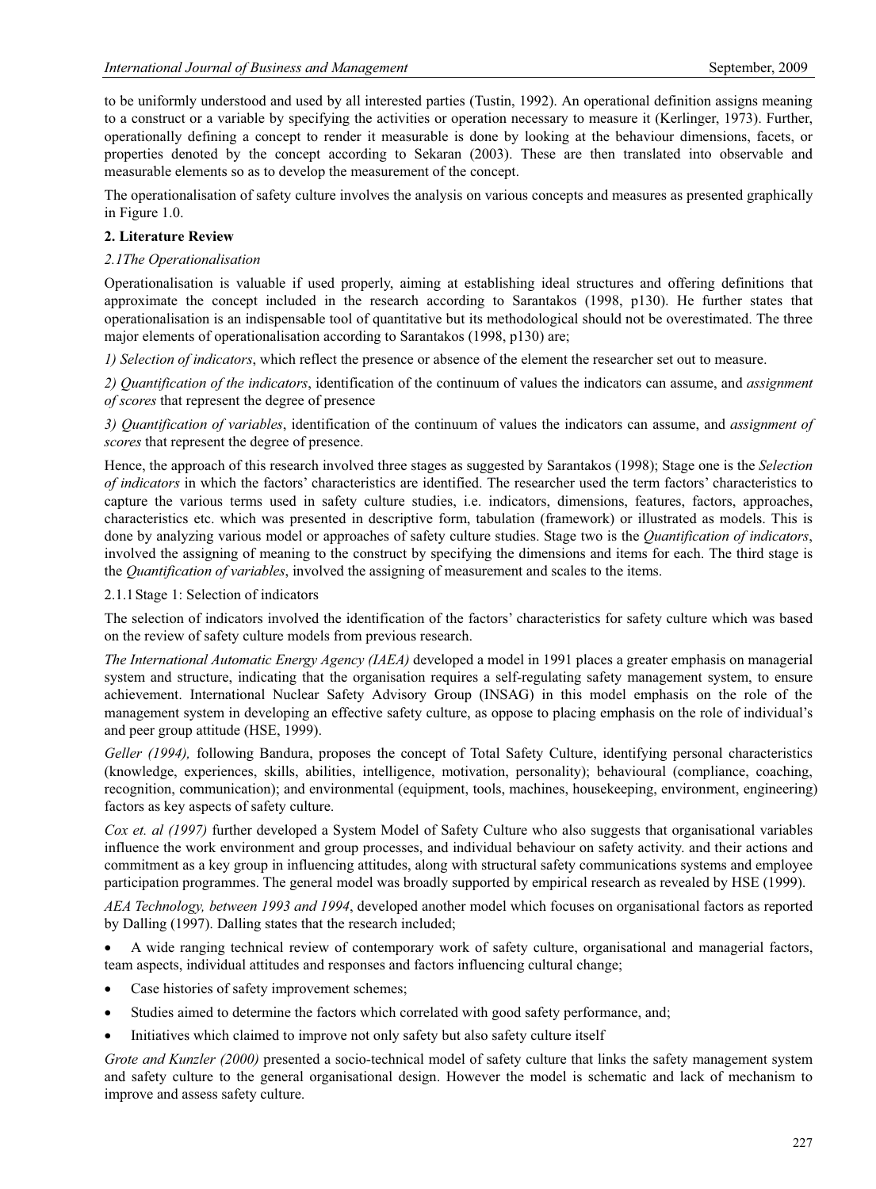to be uniformly understood and used by all interested parties (Tustin, 1992). An operational definition assigns meaning to a construct or a variable by specifying the activities or operation necessary to measure it (Kerlinger, 1973). Further, operationally defining a concept to render it measurable is done by looking at the behaviour dimensions, facets, or properties denoted by the concept according to Sekaran (2003). These are then translated into observable and measurable elements so as to develop the measurement of the concept.

The operationalisation of safety culture involves the analysis on various concepts and measures as presented graphically in Figure 1.0.

## 2. Literature Review

### *2.1The Operationalisation*

Operationalisation is valuable if used properly, aiming at establishing ideal structures and offering definitions that approximate the concept included in the research according to Sarantakos (1998, p130). He further states that operationalisation is an indispensable tool of quantitative but its methodological should not be overestimated. The three major elements of operationalisation according to Sarantakos (1998, p130) are;

*1) Selection of indicators*, which reflect the presence or absence of the element the researcher set out to measure.

*2) Quantification of the indicators*, identification of the continuum of values the indicators can assume, and *assignment of scores* that represent the degree of presence

*3) Quantification of variables*, identification of the continuum of values the indicators can assume, and *assignment of scores* that represent the degree of presence.

Hence, the approach of this research involved three stages as suggested by Sarantakos (1998); Stage one is the *Selection of indicators* in which the factors' characteristics are identified. The researcher used the term factors' characteristics to capture the various terms used in safety culture studies, i.e. indicators, dimensions, features, factors, approaches, characteristics etc. which was presented in descriptive form, tabulation (framework) or illustrated as models. This is done by analyzing various model or approaches of safety culture studies. Stage two is the *Quantification of indicators*, involved the assigning of meaning to the construct by specifying the dimensions and items for each. The third stage is the *Quantification of variables*, involved the assigning of measurement and scales to the items.

#### 2.1.1 Stage 1: Selection of indicators

The selection of indicators involved the identification of the factors' characteristics for safety culture which was based on the review of safety culture models from previous research.

*The International Automatic Energy Agency (IAEA)* developed a model in 1991 places a greater emphasis on managerial system and structure, indicating that the organisation requires a self-regulating safety management system, to ensure achievement. International Nuclear Safety Advisory Group (INSAG) in this model emphasis on the role of the management system in developing an effective safety culture, as oppose to placing emphasis on the role of individual's and peer group attitude (HSE, 1999).

*Geller (1994),* following Bandura, proposes the concept of Total Safety Culture, identifying personal characteristics (knowledge, experiences, skills, abilities, intelligence, motivation, personality); behavioural (compliance, coaching, recognition, communication); and environmental (equipment, tools, machines, housekeeping, environment, engineering) factors as key aspects of safety culture.

*Cox et. al (1997)* further developed a System Model of Safety Culture who also suggests that organisational variables influence the work environment and group processes, and individual behaviour on safety activity. and their actions and commitment as a key group in influencing attitudes, along with structural safety communications systems and employee participation programmes. The general model was broadly supported by empirical research as revealed by HSE (1999).

*AEA Technology, between 1993 and 1994*, developed another model which focuses on organisational factors as reported by Dalling (1997). Dalling states that the research included;

- A wide ranging technical review of contemporary work of safety culture, organisational and managerial factors, team aspects, individual attitudes and responses and factors influencing cultural change;
- Case histories of safety improvement schemes;
- Studies aimed to determine the factors which correlated with good safety performance, and;
- Initiatives which claimed to improve not only safety but also safety culture itself

*Grote and Kunzler (2000)* presented a socio-technical model of safety culture that links the safety management system and safety culture to the general organisational design. However the model is schematic and lack of mechanism to improve and assess safety culture.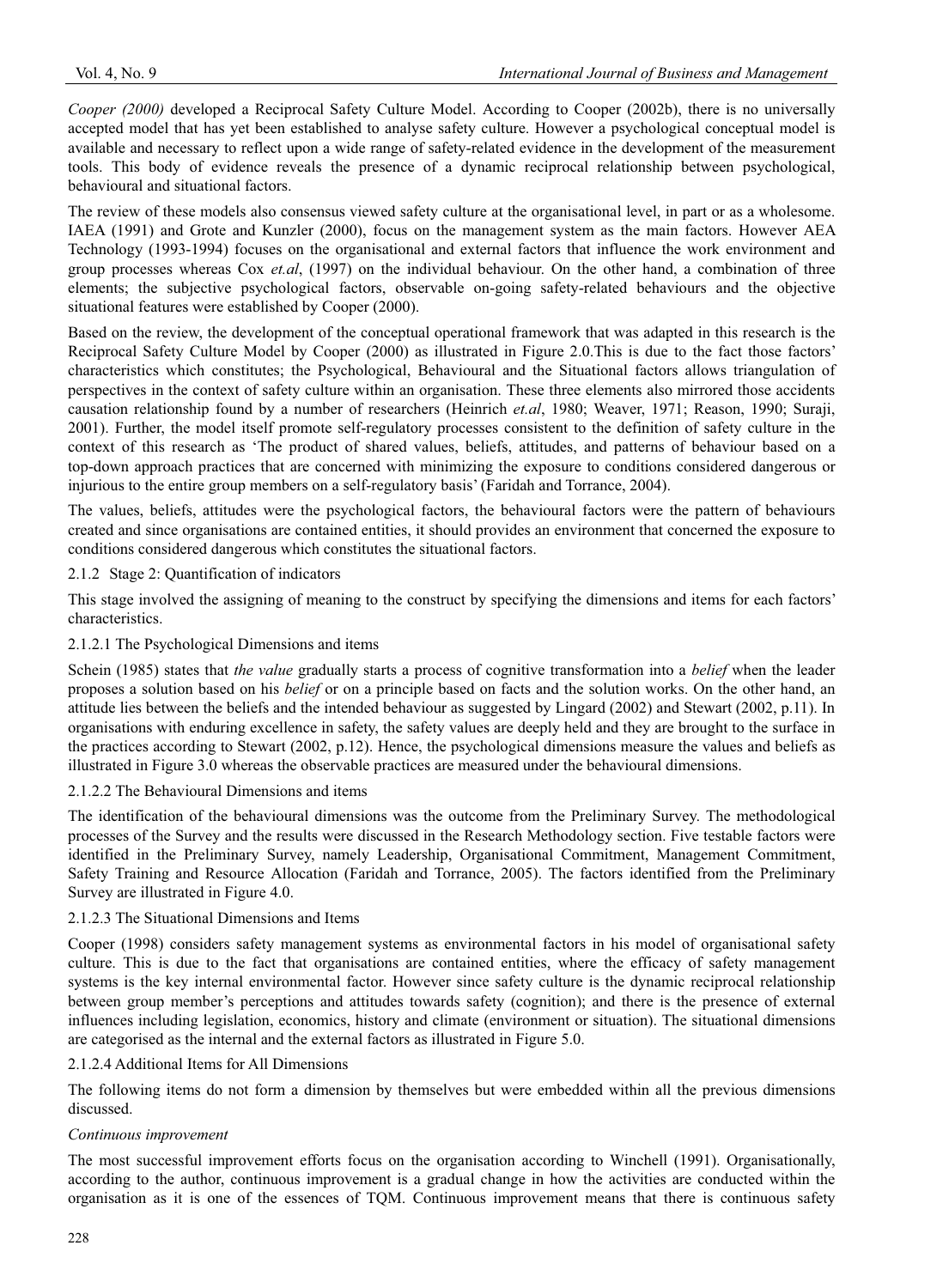*Cooper (2000)* developed a Reciprocal Safety Culture Model. According to Cooper (2002b), there is no universally accepted model that has yet been established to analyse safety culture. However a psychological conceptual model is available and necessary to reflect upon a wide range of safety-related evidence in the development of the measurement tools. This body of evidence reveals the presence of a dynamic reciprocal relationship between psychological, behavioural and situational factors.

The review of these models also consensus viewed safety culture at the organisational level, in part or as a wholesome. IAEA (1991) and Grote and Kunzler (2000), focus on the management system as the main factors. However AEA Technology (1993-1994) focuses on the organisational and external factors that influence the work environment and group processes whereas Cox *et.al*, (1997) on the individual behaviour. On the other hand, a combination of three elements; the subjective psychological factors, observable on-going safety-related behaviours and the objective situational features were established by Cooper (2000).

Based on the review, the development of the conceptual operational framework that was adapted in this research is the Reciprocal Safety Culture Model by Cooper (2000) as illustrated in Figure 2.0.This is due to the fact those factors' characteristics which constitutes; the Psychological, Behavioural and the Situational factors allows triangulation of perspectives in the context of safety culture within an organisation. These three elements also mirrored those accidents causation relationship found by a number of researchers (Heinrich *et.al*, 1980; Weaver, 1971; Reason, 1990; Suraji, 2001). Further, the model itself promote self-regulatory processes consistent to the definition of safety culture in the context of this research as 'The product of shared values, beliefs, attitudes, and patterns of behaviour based on a top-down approach practices that are concerned with minimizing the exposure to conditions considered dangerous or injurious to the entire group members on a self-regulatory basis' (Faridah and Torrance, 2004).

The values, beliefs, attitudes were the psychological factors, the behavioural factors were the pattern of behaviours created and since organisations are contained entities, it should provides an environment that concerned the exposure to conditions considered dangerous which constitutes the situational factors.

### 2.1.2 Stage 2: Quantification of indicators

This stage involved the assigning of meaning to the construct by specifying the dimensions and items for each factors' characteristics.

#### 2.1.2.1 The Psychological Dimensions and items

Schein (1985) states that *the value* gradually starts a process of cognitive transformation into a *belief* when the leader proposes a solution based on his *belief* or on a principle based on facts and the solution works. On the other hand, an attitude lies between the beliefs and the intended behaviour as suggested by Lingard (2002) and Stewart (2002, p.11). In organisations with enduring excellence in safety, the safety values are deeply held and they are brought to the surface in the practices according to Stewart (2002, p.12). Hence, the psychological dimensions measure the values and beliefs as illustrated in Figure 3.0 whereas the observable practices are measured under the behavioural dimensions.

#### 2.1.2.2 The Behavioural Dimensions and items

The identification of the behavioural dimensions was the outcome from the Preliminary Survey. The methodological processes of the Survey and the results were discussed in the Research Methodology section. Five testable factors were identified in the Preliminary Survey, namely Leadership, Organisational Commitment, Management Commitment, Safety Training and Resource Allocation (Faridah and Torrance, 2005). The factors identified from the Preliminary Survey are illustrated in Figure 4.0.

#### 2.1.2.3 The Situational Dimensions and Items

Cooper (1998) considers safety management systems as environmental factors in his model of organisational safety culture. This is due to the fact that organisations are contained entities, where the efficacy of safety management systems is the key internal environmental factor. However since safety culture is the dynamic reciprocal relationship between group member's perceptions and attitudes towards safety (cognition); and there is the presence of external influences including legislation, economics, history and climate (environment or situation). The situational dimensions are categorised as the internal and the external factors as illustrated in Figure 5.0.

#### 2.1.2.4 Additional Items for All Dimensions

The following items do not form a dimension by themselves but were embedded within all the previous dimensions discussed.

*Continuous improvement*

The most successful improvement efforts focus on the organisation according to Winchell (1991). Organisationally, according to the author, continuous improvement is a gradual change in how the activities are conducted within the organisation as it is one of the essences of TQM. Continuous improvement means that there is continuous safety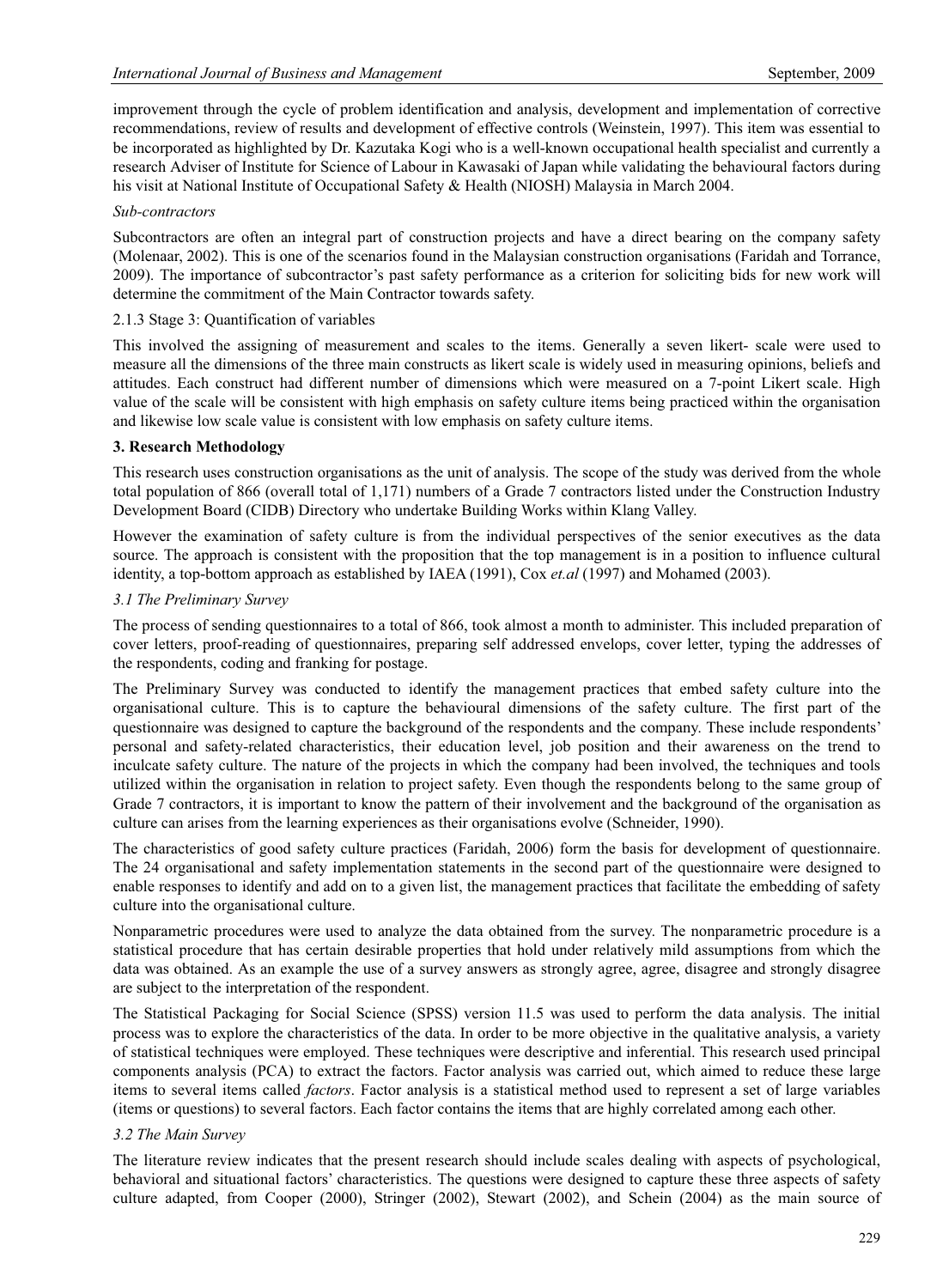improvement through the cycle of problem identification and analysis, development and implementation of corrective recommendations, review of results and development of effective controls (Weinstein, 1997). This item was essential to be incorporated as highlighted by Dr. Kazutaka Kogi who is a well-known occupational health specialist and currently a research Adviser of Institute for Science of Labour in Kawasaki of Japan while validating the behavioural factors during his visit at National Institute of Occupational Safety & Health (NIOSH) Malaysia in March 2004.

*Sub-contractors*

Subcontractors are often an integral part of construction projects and have a direct bearing on the company safety (Molenaar, 2002). This is one of the scenarios found in the Malaysian construction organisations (Faridah and Torrance, 2009). The importance of subcontractor's past safety performance as a criterion for soliciting bids for new work will determine the commitment of the Main Contractor towards safety.

#### 2.1.3 Stage 3: Quantification of variables

This involved the assigning of measurement and scales to the items. Generally a seven likert- scale were used to measure all the dimensions of the three main constructs as likert scale is widely used in measuring opinions, beliefs and attitudes. Each construct had different number of dimensions which were measured on a 7-point Likert scale. High value of the scale will be consistent with high emphasis on safety culture items being practiced within the organisation and likewise low scale value is consistent with low emphasis on safety culture items.

## 3. Research Methodology

This research uses construction organisations as the unit of analysis. The scope of the study was derived from the whole total population of 866 (overall total of 1,171) numbers of a Grade 7 contractors listed under the Construction Industry Development Board (CIDB) Directory who undertake Building Works within Klang Valley.

However the examination of safety culture is from the individual perspectives of the senior executives as the data source. The approach is consistent with the proposition that the top management is in a position to influence cultural identity, a top-bottom approach as established by IAEA (1991), Cox *et.al* (1997) and Mohamed (2003).

### *3.1 The Preliminary Survey*

The process of sending questionnaires to a total of 866, took almost a month to administer. This included preparation of cover letters, proof-reading of questionnaires, preparing self addressed envelops, cover letter, typing the addresses of the respondents, coding and franking for postage.

The Preliminary Survey was conducted to identify the management practices that embed safety culture into the organisational culture. This is to capture the behavioural dimensions of the safety culture. The first part of the questionnaire was designed to capture the background of the respondents and the company. These include respondents' personal and safety-related characteristics, their education level, job position and their awareness on the trend to inculcate safety culture. The nature of the projects in which the company had been involved, the techniques and tools utilized within the organisation in relation to project safety. Even though the respondents belong to the same group of Grade 7 contractors, it is important to know the pattern of their involvement and the background of the organisation as culture can arises from the learning experiences as their organisations evolve (Schneider, 1990).

The characteristics of good safety culture practices (Faridah, 2006) form the basis for development of questionnaire. The 24 organisational and safety implementation statements in the second part of the questionnaire were designed to enable responses to identify and add on to a given list, the management practices that facilitate the embedding of safety culture into the organisational culture.

Nonparametric procedures were used to analyze the data obtained from the survey. The nonparametric procedure is a statistical procedure that has certain desirable properties that hold under relatively mild assumptions from which the data was obtained. As an example the use of a survey answers as strongly agree, agree, disagree and strongly disagree are subject to the interpretation of the respondent.

The Statistical Packaging for Social Science (SPSS) version 11.5 was used to perform the data analysis. The initial process was to explore the characteristics of the data. In order to be more objective in the qualitative analysis, a variety of statistical techniques were employed. These techniques were descriptive and inferential. This research used principal components analysis (PCA) to extract the factors. Factor analysis was carried out, which aimed to reduce these large items to several items called *factors*. Factor analysis is a statistical method used to represent a set of large variables (items or questions) to several factors. Each factor contains the items that are highly correlated among each other.

### *3.2 The Main Survey*

The literature review indicates that the present research should include scales dealing with aspects of psychological, behavioral and situational factors' characteristics. The questions were designed to capture these three aspects of safety culture adapted, from Cooper (2000), Stringer (2002), Stewart (2002), and Schein (2004) as the main source of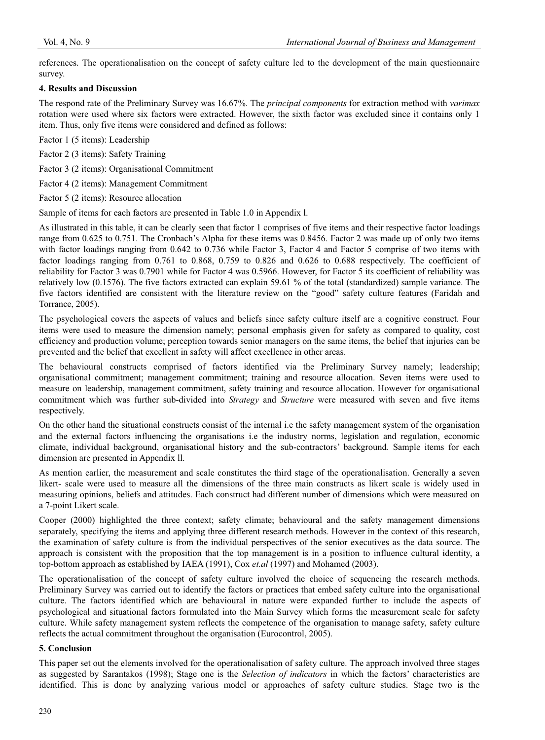references. The operationalisation on the concept of safety culture led to the development of the main questionnaire survey.

**4. Results and Discussion**

The respond rate of the Preliminary Survey was 16.67%. The *principal components* for extraction method with *varimax* rotation were used where six factors were extracted. However, the sixth factor was excluded since it contains only 1 item. Thus, only five items were considered and defined as follows:

Factor 1 (5 items): Leadership

Factor 2 (3 items): Safety Training

Factor 3 (2 items): Organisational Commitment

Factor 4 (2 items): Management Commitment

Factor 5 (2 items): Resource allocation

Sample of items for each factors are presented in Table 1.0 in Appendix l.

As illustrated in this table, it can be clearly seen that factor 1 comprises of five items and their respective factor loadings range from 0.625 to 0.751. The Cronbach's Alpha for these items was 0.8456. Factor 2 was made up of only two items with factor loadings ranging from 0.642 to 0.736 while Factor 3, Factor 4 and Factor 5 comprise of two items with factor loadings ranging from 0.761 to 0.868, 0.759 to 0.826 and 0.626 to 0.688 respectively. The coefficient of reliability for Factor 3 was 0.7901 while for Factor 4 was 0.5966. However, for Factor 5 its coefficient of reliability was relatively low (0.1576). The five factors extracted can explain 59.61 % of the total (standardized) sample variance. The five factors identified are consistent with the literature review on the "good" safety culture features (Faridah and Torrance, 2005).

The psychological covers the aspects of values and beliefs since safety culture itself are a cognitive construct. Four items were used to measure the dimension namely; personal emphasis given for safety as compared to quality, cost efficiency and production volume; perception towards senior managers on the same items, the belief that injuries can be prevented and the belief that excellent in safety will affect excellence in other areas.

The behavioural constructs comprised of factors identified via the Preliminary Survey namely; leadership; organisational commitment; management commitment; training and resource allocation. Seven items were used to measure on leadership, management commitment, safety training and resource allocation. However for organisational commitment which was further sub-divided into *Strategy* and *Structure* were measured with seven and five items respectively.

On the other hand the situational constructs consist of the internal i.e the safety management system of the organisation and the external factors influencing the organisations i.e the industry norms, legislation and regulation, economic climate, individual background, organisational history and the sub-contractors' background. Sample items for each dimension are presented in Appendix ll.

As mention earlier, the measurement and scale constitutes the third stage of the operationalisation. Generally a seven likert- scale were used to measure all the dimensions of the three main constructs as likert scale is widely used in measuring opinions, beliefs and attitudes. Each construct had different number of dimensions which were measured on a 7-point Likert scale.

Cooper (2000) highlighted the three context; safety climate; behavioural and the safety management dimensions separately, specifying the items and applying three different research methods. However in the context of this research, the examination of safety culture is from the individual perspectives of the senior executives as the data source. The approach is consistent with the proposition that the top management is in a position to influence cultural identity, a top-bottom approach as established by IAEA (1991), Cox *et.al* (1997) and Mohamed (2003).

The operationalisation of the concept of safety culture involved the choice of sequencing the research methods. Preliminary Survey was carried out to identify the factors or practices that embed safety culture into the organisational culture. The factors identified which are behavioural in nature were expanded further to include the aspects of psychological and situational factors formulated into the Main Survey which forms the measurement scale for safety culture. While safety management system reflects the competence of the organisation to manage safety, safety culture reflects the actual commitment throughout the organisation (Eurocontrol, 2005).

**5. Conclusion**

This paper set out the elements involved for the operationalisation of safety culture. The approach involved three stages as suggested by Sarantakos (1998); Stage one is the *Selection of indicators* in which the factors' characteristics are identified. This is done by analyzing various model or approaches of safety culture studies. Stage two is the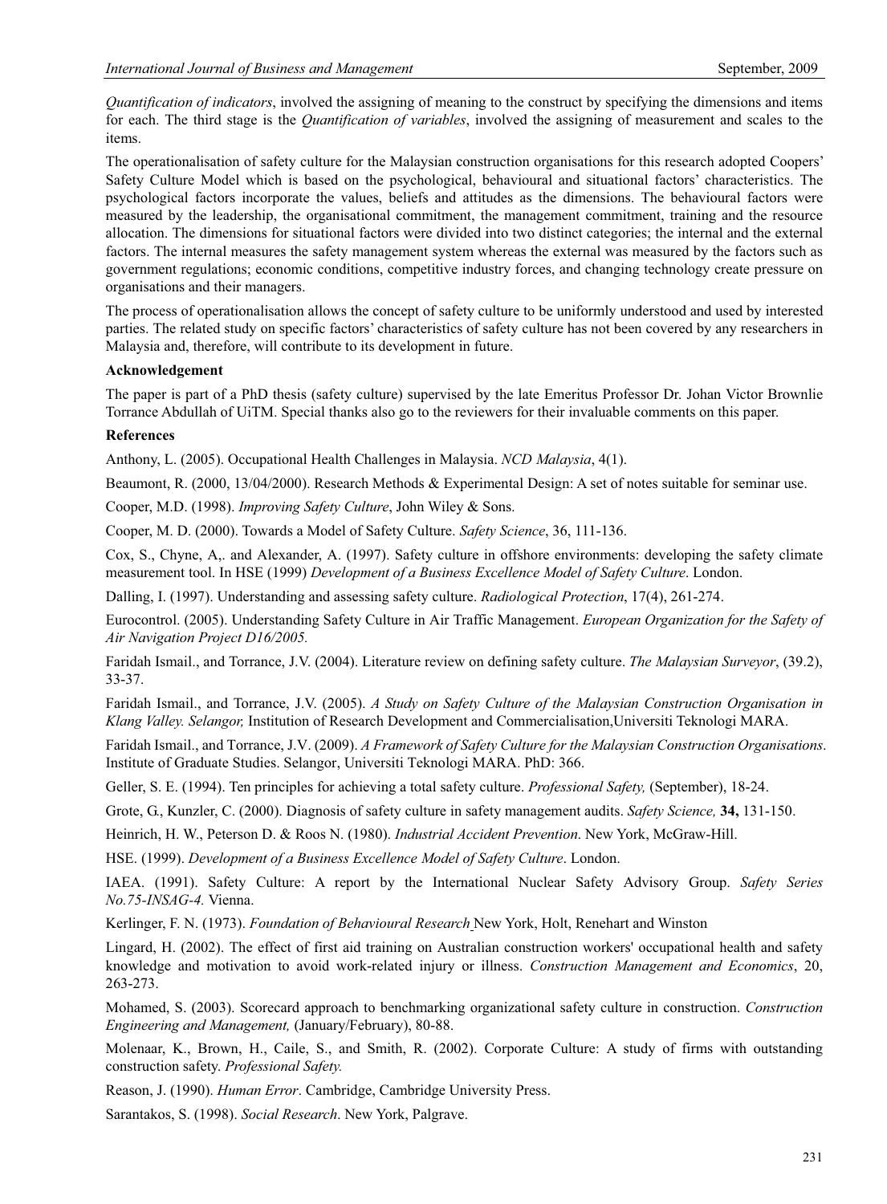*Quantification of indicators*, involved the assigning of meaning to the construct by specifying the dimensions and items for each. The third stage is the *Quantification of variables*, involved the assigning of measurement and scales to the items.

The operationalisation of safety culture for the Malaysian construction organisations for this research adopted Coopers' Safety Culture Model which is based on the psychological, behavioural and situational factors' characteristics. The psychological factors incorporate the values, beliefs and attitudes as the dimensions. The behavioural factors were measured by the leadership, the organisational commitment, the management commitment, training and the resource allocation. The dimensions for situational factors were divided into two distinct categories; the internal and the external factors. The internal measures the safety management system whereas the external was measured by the factors such as government regulations; economic conditions, competitive industry forces, and changing technology create pressure on organisations and their managers.

The process of operationalisation allows the concept of safety culture to be uniformly understood and used by interested parties. The related study on specific factors' characteristics of safety culture has not been covered by any researchers in Malaysia and, therefore, will contribute to its development in future.

**Acknowledgement**

The paper is part of a PhD thesis (safety culture) supervised by the late Emeritus Professor Dr. Johan Victor Brownlie Torrance Abdullah of UiTM. Special thanks also go to the reviewers for their invaluable comments on this paper.

**References**

Anthony, L. (2005). Occupational Health Challenges in Malaysia. *NCD Malaysia*, 4(1).

Beaumont, R. (2000, 13/04/2000). Research Methods & Experimental Design: A set of notes suitable for seminar use.

Cooper, M.D. (1998). *Improving Safety Culture*, John Wiley & Sons.

Cooper, M. D. (2000). Towards a Model of Safety Culture. *Safety Science*, 36, 111-136.

Cox, S., Chyne, A,. and Alexander, A. (1997). Safety culture in offshore environments: developing the safety climate measurement tool. In HSE (1999) *Development of a Business Excellence Model of Safety Culture*. London.

Dalling, I. (1997). Understanding and assessing safety culture. *Radiological Protection*, 17(4), 261-274.

Eurocontrol. (2005). Understanding Safety Culture in Air Traffic Management. *European Organization for the Safety of Air Navigation Project D16/2005.*

Faridah Ismail., and Torrance, J.V. (2004). Literature review on defining safety culture. *The Malaysian Surveyor*, (39.2), 33-37.

Faridah Ismail., and Torrance, J.V. (2005). *A Study on Safety Culture of the Malaysian Construction Organisation in Klang Valley. Selangor,* Institution of Research Development and Commercialisation,Universiti Teknologi MARA.

Faridah Ismail., and Torrance, J.V. (2009). *A Framework of Safety Culture for the Malaysian Construction Organisations*. Institute of Graduate Studies. Selangor, Universiti Teknologi MARA. PhD: 366.

Geller, S. E. (1994). Ten principles for achieving a total safety culture. *Professional Safety,* (September), 18-24.

Grote, G., Kunzler, C. (2000). Diagnosis of safety culture in safety management audits. *Safety Science,* **34,** 131-150.

Heinrich, H. W., Peterson D. & Roos N. (1980). *Industrial Accident Prevention*. New York, McGraw-Hill.

HSE. (1999). *Development of a Business Excellence Model of Safety Culture*. London.

IAEA. (1991). Safety Culture: A report by the International Nuclear Safety Advisory Group. *Safety Series No.75-INSAG-4.* Vienna.

Kerlinger, F. N. (1973). *Foundation of Behavioural Research* New York, Holt, Renehart and Winston

Lingard, H. (2002). The effect of first aid training on Australian construction workers' occupational health and safety knowledge and motivation to avoid work-related injury or illness. *Construction Management and Economics*, 20, 263-273.

Mohamed, S. (2003). Scorecard approach to benchmarking organizational safety culture in construction. *Construction Engineering and Management,* (January/February), 80-88.

Molenaar, K., Brown, H., Caile, S., and Smith, R. (2002). Corporate Culture: A study of firms with outstanding construction safety. *Professional Safety.*

Reason, J. (1990). *Human Error*. Cambridge, Cambridge University Press.

Sarantakos, S. (1998). *Social Research*. New York, Palgrave.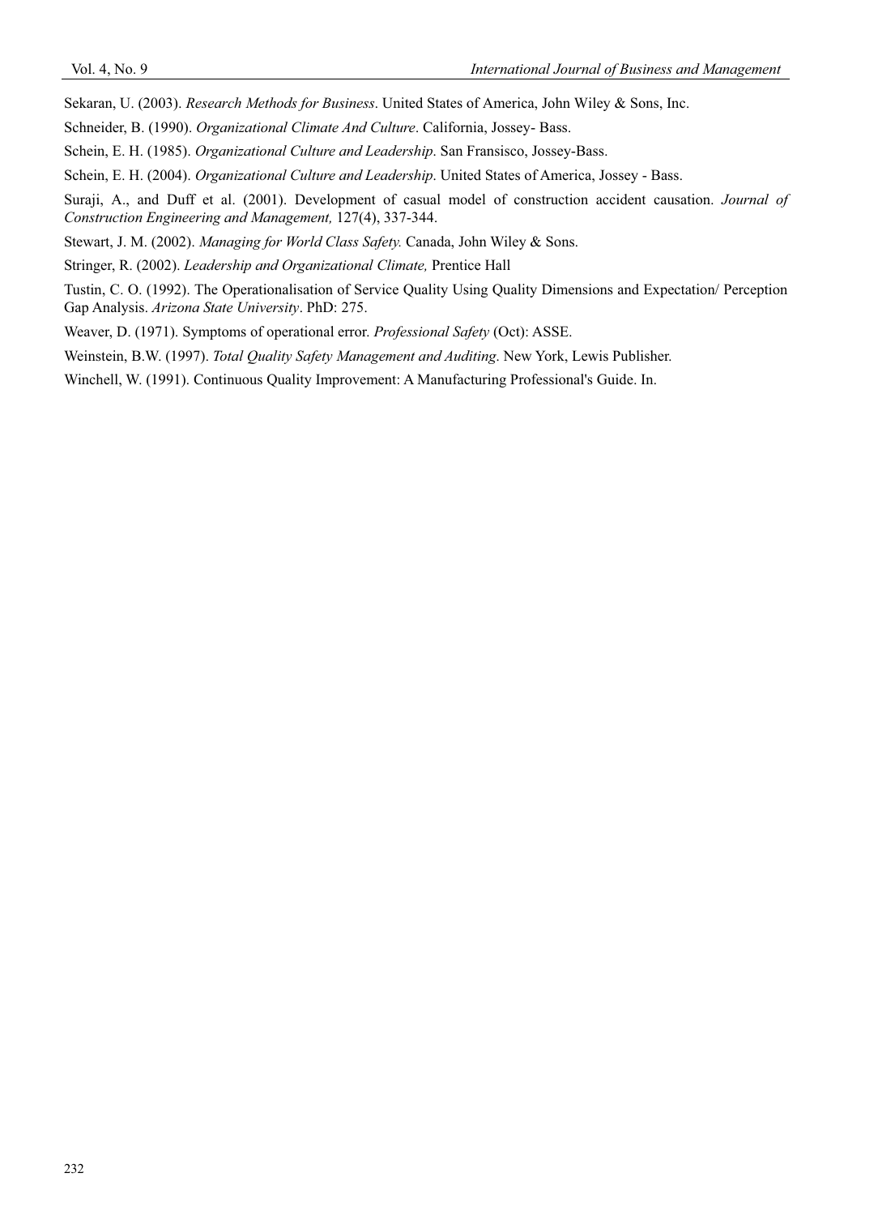Sekaran, U. (2003). *Research Methods for Business*. United States of America, John Wiley & Sons, Inc.

Schneider, B. (1990). *Organizational Climate And Culture*. California, Jossey- Bass.

Schein, E. H. (1985). *Organizational Culture and Leadership*. San Fransisco, Jossey-Bass.

Schein, E. H. (2004). *Organizational Culture and Leadership*. United States of America, Jossey - Bass.

Suraji, A., and Duff et al. (2001). Development of casual model of construction accident causation. *Journal of Construction Engineering and Management,* 127(4), 337-344.

Stewart, J. M. (2002). *Managing for World Class Safety.* Canada, John Wiley & Sons.

Stringer, R. (2002). *Leadership and Organizational Climate,* Prentice Hall

Tustin, C. O. (1992). The Operationalisation of Service Quality Using Quality Dimensions and Expectation/ Perception Gap Analysis. *Arizona State University*. PhD: 275.

Weaver, D. (1971). Symptoms of operational error. *Professional Safety* (Oct): ASSE.

Weinstein, B.W. (1997). *Total Quality Safety Management and Auditing*. New York, Lewis Publisher.

Winchell, W. (1991). Continuous Quality Improvement: A Manufacturing Professional's Guide. In.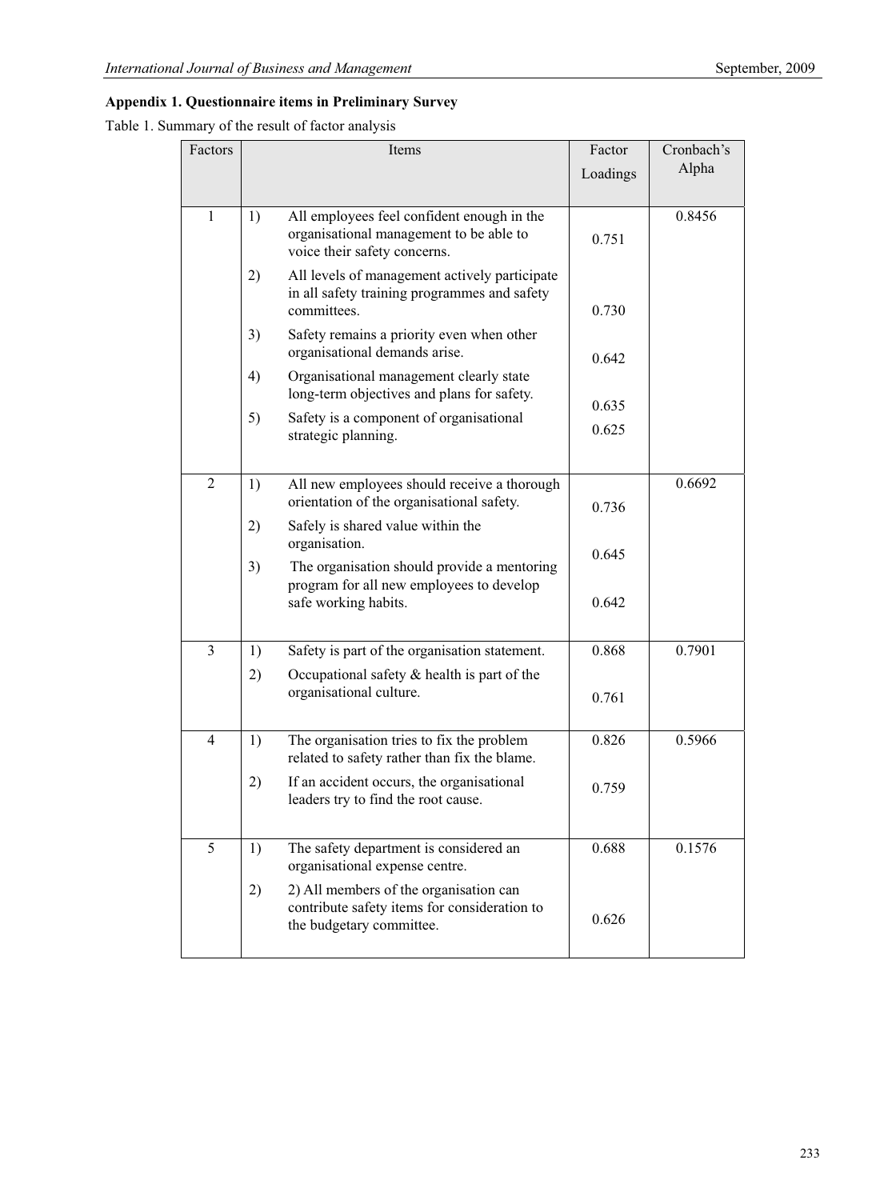**Appendix 1. Questionnaire items in Preliminary Survey**

Table 1. Summary of the result of factor analysis

| Factors | Items | Factor Loadings | Cronbach's Alpha |
|---|---|---|---|
| 1 | 1) All employees feel confident enough in the organisational management to be able to voice their safety concerns. | 0.751 | 0.8456 |
| | 2) All levels of management actively participate in all safety training programmes and safety committees. | 0.730 | |
| | 3) Safety remains a priority even when other organisational demands arise. | 0.642 | |
| | 4) Organisational management clearly state long-term objectives and plans for safety. | 0.635 | |
| | 5) Safety is a component of organisational strategic planning. | 0.625 | |
| 2 | 1) All new employees should receive a thorough orientation of the organisational safety. | 0.736 | 0.6692 |
| | 2) Safely is shared value within the organisation. | 0.645 | |
| | 3) The organisation should provide a mentoring program for all new employees to develop safe working habits. | 0.642 | |
| 3 | 1) Safety is part of the organisation statement. | 0.868 | 0.7901 |
| | 2) Occupational safety & health is part of the organisational culture. | 0.761 | |
| 4 | 1) The organisation tries to fix the problem related to safety rather than fix the blame. | 0.826 | 0.5966 |
| | 2) If an accident occurs, the organisational leaders try to find the root cause. | 0.759 | |
| 5 | 1) The safety department is considered an organisational expense centre. | 0.688 | 0.1576 |
| | 2) 2) All members of the organisation can contribute safety items for consideration to the budgetary committee. | 0.626 | |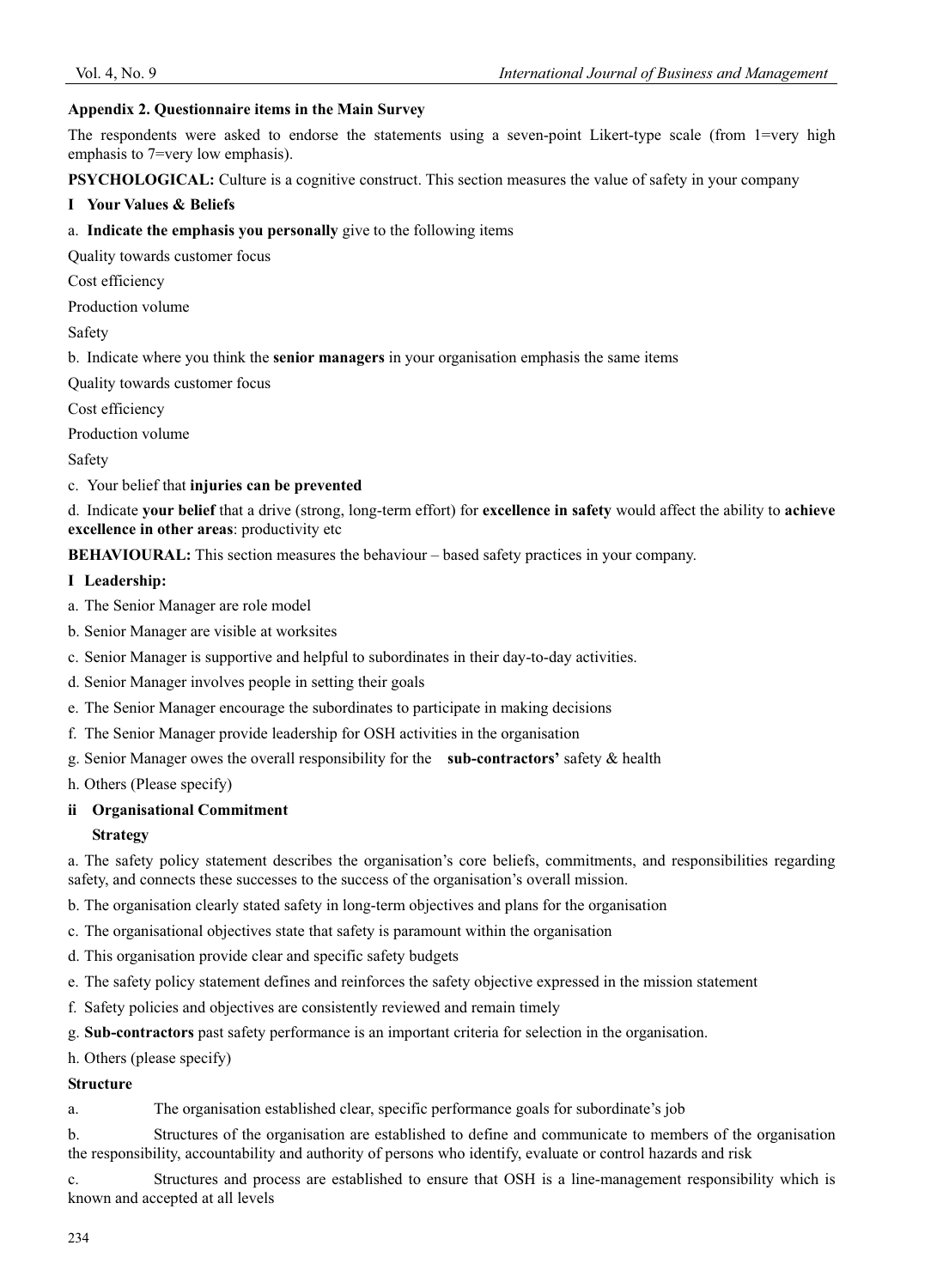**Appendix 2. Questionnaire items in the Main Survey**

The respondents were asked to endorse the statements using a seven-point Likert-type scale (from 1=very high emphasis to 7=very low emphasis).

**PSYCHOLOGICAL:** Culture is a cognitive construct. This section measures the value of safety in your company

**I Your Values & Beliefs**

a. **Indicate the emphasis you personally** give to the following items

Quality towards customer focus

Cost efficiency

Production volume

Safety

b. Indicate where you think the **senior managers** in your organisation emphasis the same items

Quality towards customer focus

Cost efficiency

Production volume

Safety

c. Your belief that **injuries can be prevented**

d. Indicate **your belief** that a drive (strong, long-term effort) for **excellence in safety** would affect the ability to **achieve excellence in other areas**: productivity etc

**BEHAVIOURAL:** This section measures the behaviour – based safety practices in your company.

**I Leadership:**

a. The Senior Manager are role model

b. Senior Manager are visible at worksites

c. Senior Manager is supportive and helpful to subordinates in their day-to-day activities.

d. Senior Manager involves people in setting their goals

e. The Senior Manager encourage the subordinates to participate in making decisions

f. The Senior Manager provide leadership for OSH activities in the organisation

g. Senior Manager owes the overall responsibility for the **sub-contractors'** safety & health

h. Others (Please specify)

**ii Organisational Commitment**

**Strategy**

a. The safety policy statement describes the organisation's core beliefs, commitments, and responsibilities regarding safety, and connects these successes to the success of the organisation's overall mission.

b. The organisation clearly stated safety in long-term objectives and plans for the organisation

c. The organisational objectives state that safety is paramount within the organisation

d. This organisation provide clear and specific safety budgets

e. The safety policy statement defines and reinforces the safety objective expressed in the mission statement

f. Safety policies and objectives are consistently reviewed and remain timely

g. **Sub-contractors** past safety performance is an important criteria for selection in the organisation.

h. Others (please specify)

**Structure**

a. The organisation established clear, specific performance goals for subordinate's job

b. Structures of the organisation are established to define and communicate to members of the organisation the responsibility, accountability and authority of persons who identify, evaluate or control hazards and risk

c. Structures and process are established to ensure that OSH is a line-management responsibility which is known and accepted at all levels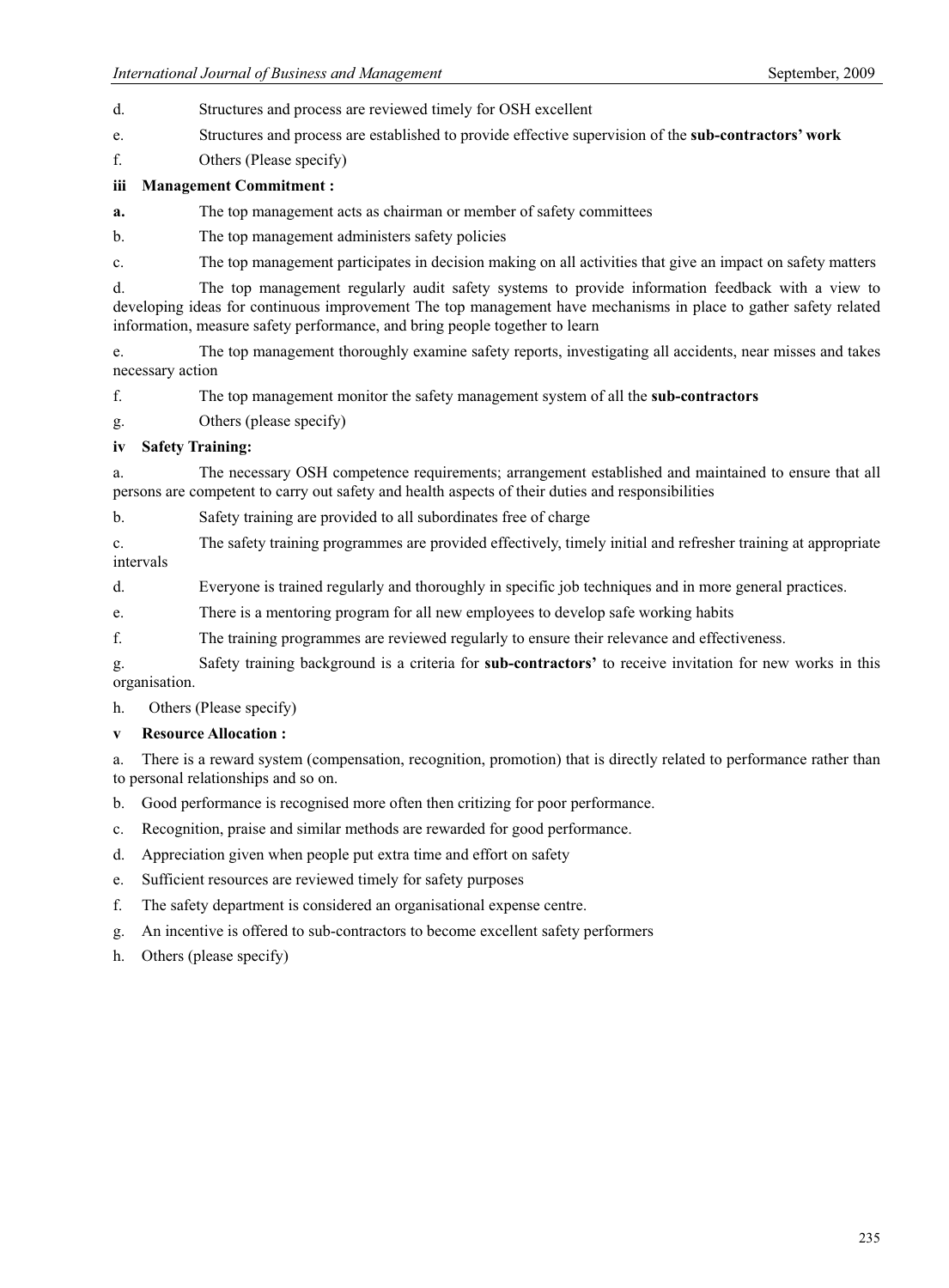d. Structures and process are reviewed timely for OSH excellent

e. Structures and process are established to provide effective supervision of the **sub-contractors' work**

f. Others (Please specify)

**iii Management Commitment :**

**a.** The top management acts as chairman or member of safety committees

b. The top management administers safety policies

c. The top management participates in decision making on all activities that give an impact on safety matters

d. The top management regularly audit safety systems to provide information feedback with a view to developing ideas for continuous improvement The top management have mechanisms in place to gather safety related information, measure safety performance, and bring people together to learn

e. The top management thoroughly examine safety reports, investigating all accidents, near misses and takes necessary action

f. The top management monitor the safety management system of all the **sub-contractors**

g. Others (please specify)

**iv Safety Training:**

a. The necessary OSH competence requirements; arrangement established and maintained to ensure that all persons are competent to carry out safety and health aspects of their duties and responsibilities

b. Safety training are provided to all subordinates free of charge

c. The safety training programmes are provided effectively, timely initial and refresher training at appropriate intervals

d. Everyone is trained regularly and thoroughly in specific job techniques and in more general practices.

e. There is a mentoring program for all new employees to develop safe working habits

f. The training programmes are reviewed regularly to ensure their relevance and effectiveness.

g. Safety training background is a criteria for **sub-contractors'** to receive invitation for new works in this organisation.

h. Others (Please specify)

**v Resource Allocation :**

a. There is a reward system (compensation, recognition, promotion) that is directly related to performance rather than to personal relationships and so on.

b. Good performance is recognised more often then critizing for poor performance.

c. Recognition, praise and similar methods are rewarded for good performance.

d. Appreciation given when people put extra time and effort on safety

e. Sufficient resources are reviewed timely for safety purposes

f. The safety department is considered an organisational expense centre.

g. An incentive is offered to sub-contractors to become excellent safety performers

h. Others (please specify)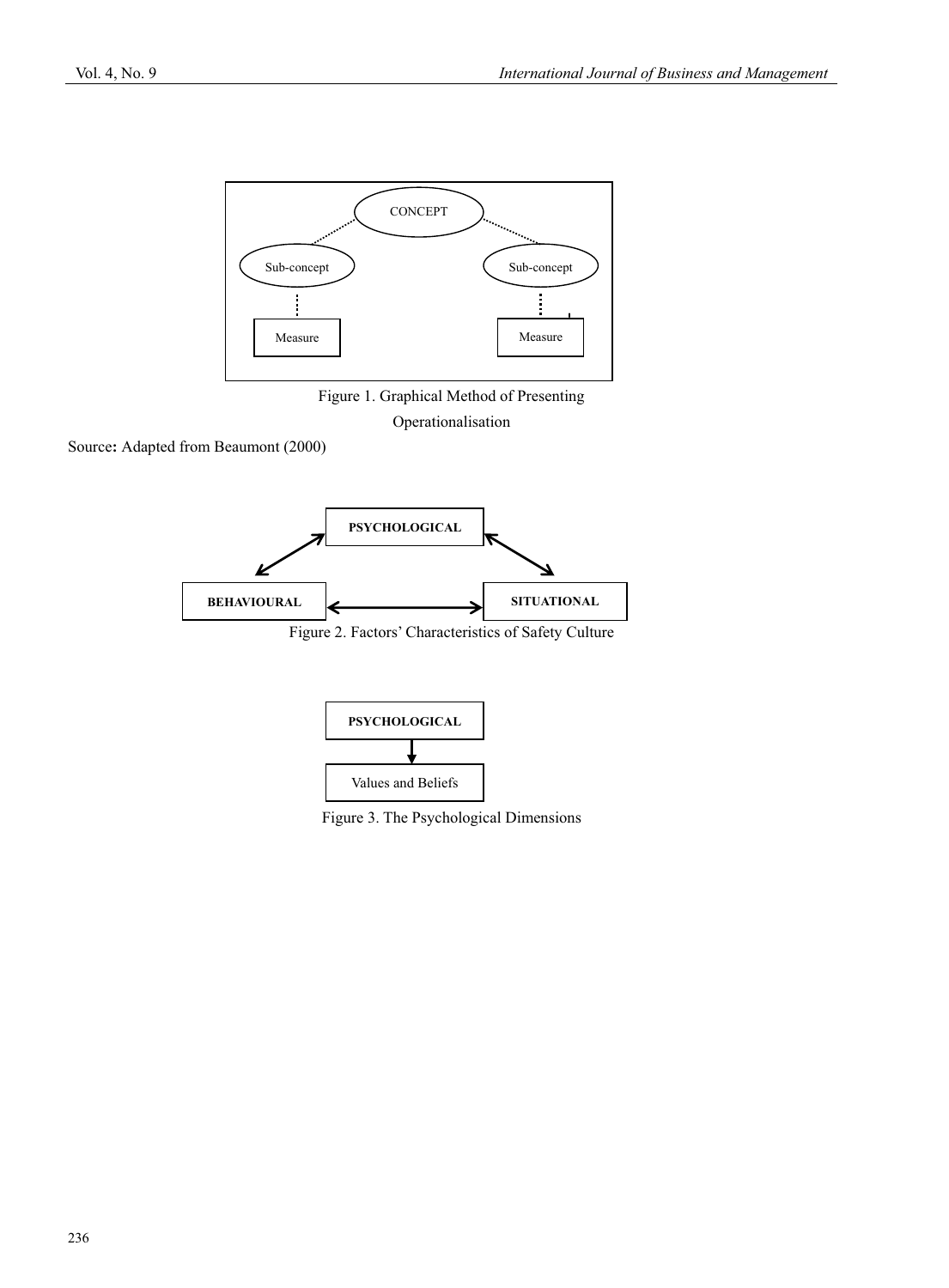Figure 1. Graphical Method of Presenting Operationalisation

Source**:** Adapted from Beaumont (2000)

Figure 2. Factors' Characteristics of Safety Culture

Figure 3. The Psychological Dimensions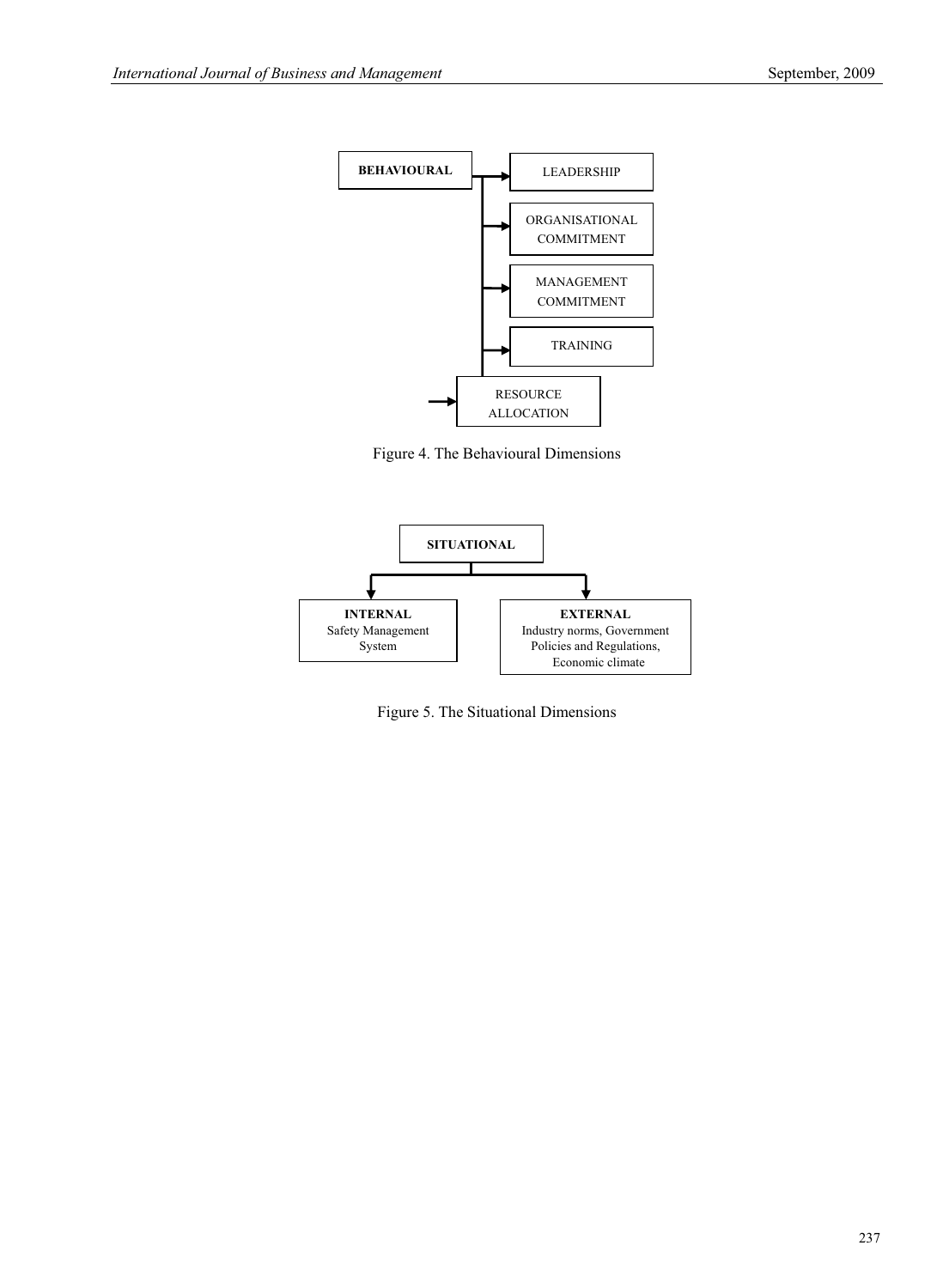BEHAVIOURAL

LEADERSHIP

ORGANISATIONAL COMMITMENT

MANAGEMENT COMMITMENT

TRAINING

RESOURCE ALLOCATION

Figure 4. The Behavioural Dimensions

SITUATIONAL

INTERNAL
Safety Management System

EXTERNAL
Industry norms, Government Policies and Regulations, Economic climate

Figure 5. The Situational Dimensions